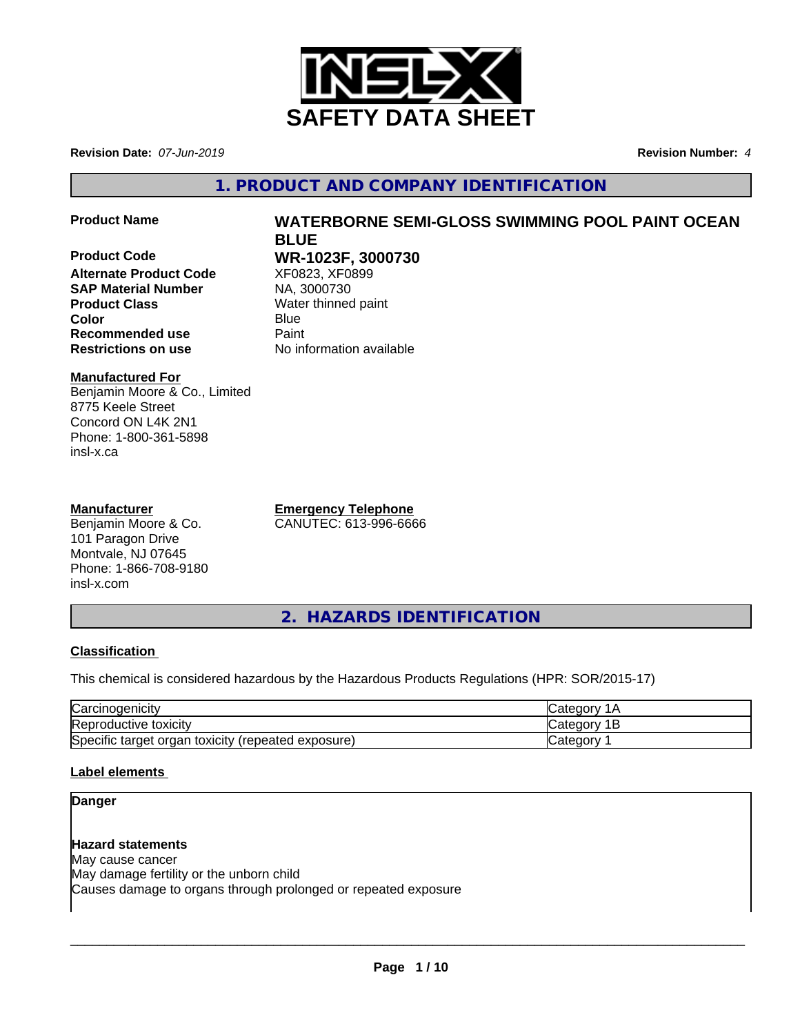# SAFETY DATA SHEET

**Revision Date:** *07-Jun-2019* **Revision Number:** *4*

## 1. PRODUCT AND COMPANY IDENTIFICATION

| | |
|---|---|
| **Product Name** | **WATERBORNE SEMI-GLOSS SWIMMING POOL PAINT OCEAN BLUE** |
| **Product Code** | **WR-1023F, 3000730** |
| **Alternate Product Code** | XF0823, XF0899 |
| **SAP Material Number** | NA, 3000730 |
| **Product Class** | Water thinned paint |
| **Color** | Blue |
| **Recommended use** | Paint |
| **Restrictions on use** | No information available |

**Manufactured For**
Benjamin Moore & Co., Limited
8775 Keele Street
Concord ON L4K 2N1
Phone: 1-800-361-5898
insl-x.ca

**Manufacturer**
Benjamin Moore & Co.
101 Paragon Drive
Montvale, NJ 07645
Phone: 1-866-708-9180
insl-x.com

**Emergency Telephone**
CANUTEC: 613-996-6666

## 2. HAZARDS IDENTIFICATION

**Classification**

This chemical is considered hazardous by the Hazardous Products Regulations (HPR: SOR/2015-17)

| | |
|---|---|
| Carcinogenicity | Category 1A |
| Reproductive toxicity | Category 1B |
| Specific target organ toxicity (repeated exposure) | Category 1 |

**Label elements**

**Danger**

**Hazard statements**
May cause cancer
May damage fertility or the unborn child
Causes damage to organs through prolonged or repeated exposure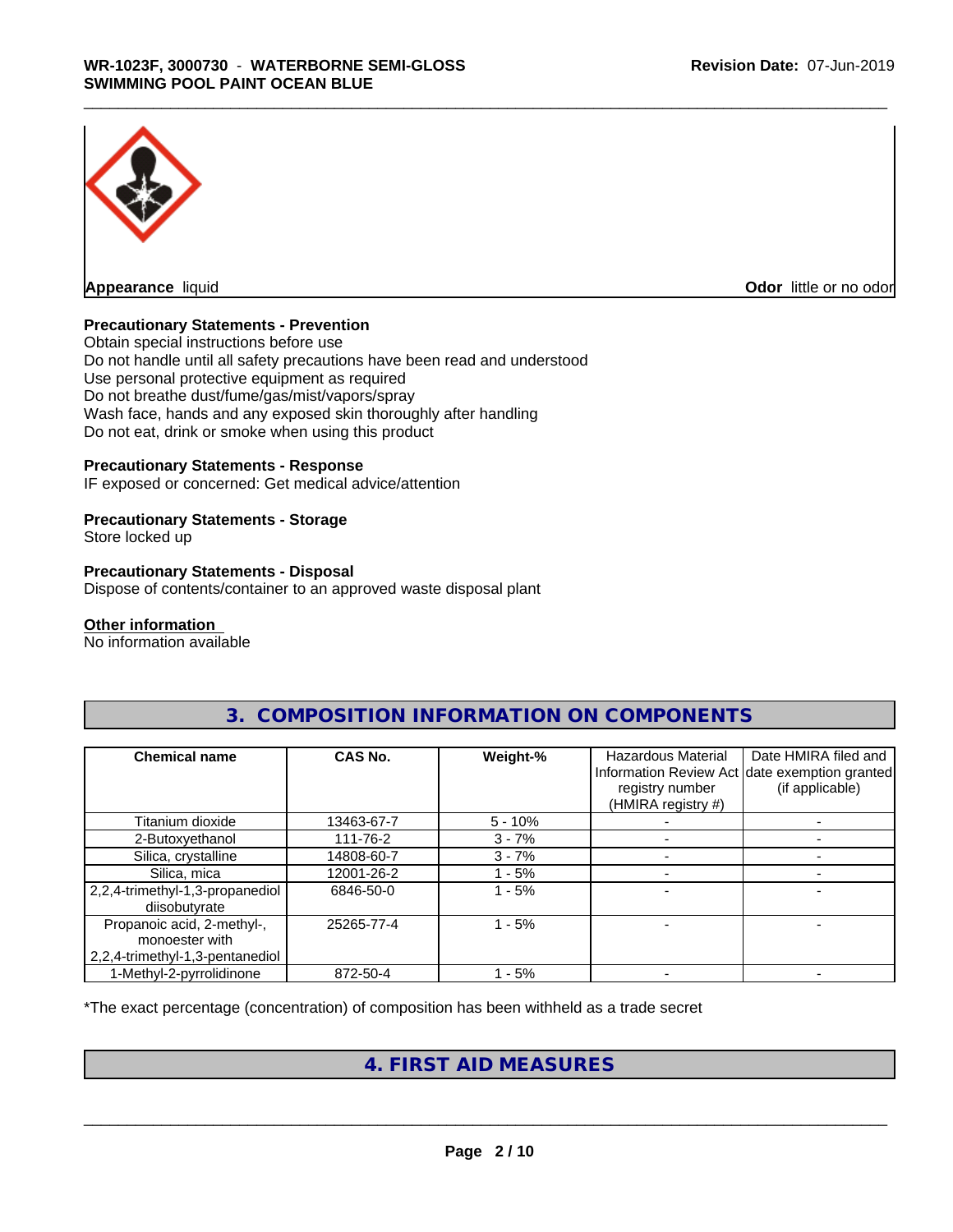**Appearance** liquid **Odor** little or no odor

**Precautionary Statements - Prevention**

Obtain special instructions before use
Do not handle until all safety precautions have been read and understood
Use personal protective equipment as required
Do not breathe dust/fume/gas/mist/vapors/spray
Wash face, hands and any exposed skin thoroughly after handling
Do not eat, drink or smoke when using this product

**Precautionary Statements - Response**

IF exposed or concerned: Get medical advice/attention

**Precautionary Statements - Storage**

Store locked up

**Precautionary Statements - Disposal**

Dispose of contents/container to an approved waste disposal plant

**Other information**

No information available

## 3. COMPOSITION INFORMATION ON COMPONENTS

| Chemical name | CAS No. | Weight-% | Hazardous Material Information Review Act registry number (HMIRA registry #) | Date HMIRA filed and date exemption granted (if applicable) |
|---|---|---|---|---|
| Titanium dioxide | 13463-67-7 | 5 - 10% | - | - |
| 2-Butoxyethanol | 111-76-2 | 3 - 7% | - | - |
| Silica, crystalline | 14808-60-7 | 3 - 7% | - | - |
| Silica, mica | 12001-26-2 | 1 - 5% | - | - |
| 2,2,4-trimethyl-1,3-propanediol diisobutyrate | 6846-50-0 | 1 - 5% | - | - |
| Propanoic acid, 2-methyl-, monoester with 2,2,4-trimethyl-1,3-pentanediol | 25265-77-4 | 1 - 5% | - | - |
| 1-Methyl-2-pyrrolidinone | 872-50-4 | 1 - 5% | - | - |

*The exact percentage (concentration) of composition has been withheld as a trade secret

## 4. FIRST AID MEASURES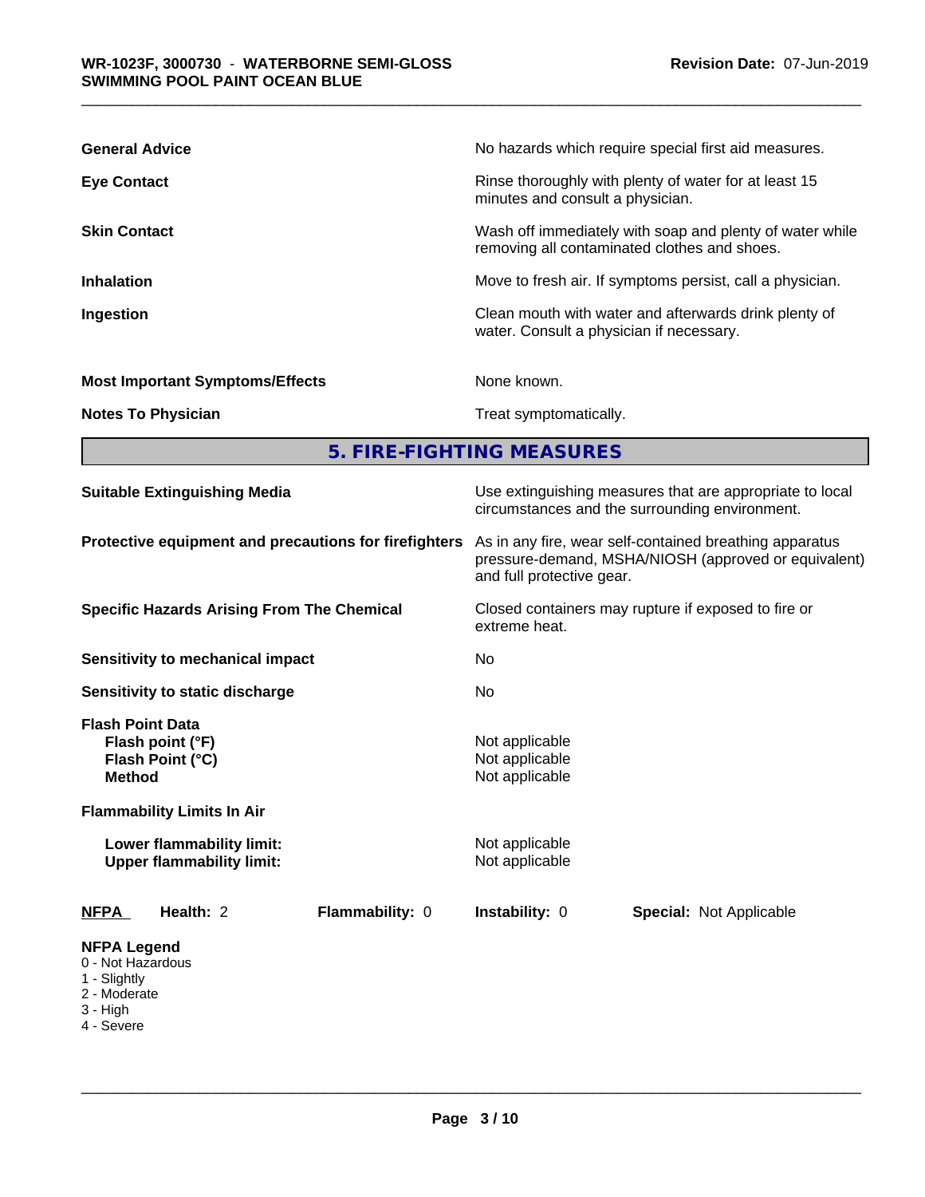**General Advice** No hazards which require special first aid measures.

**Eye Contact** Rinse thoroughly with plenty of water for at least 15 minutes and consult a physician.

**Skin Contact** Wash off immediately with soap and plenty of water while removing all contaminated clothes and shoes.

**Inhalation** Move to fresh air. If symptoms persist, call a physician.

**Ingestion** Clean mouth with water and afterwards drink plenty of water. Consult a physician if necessary.

**Most Important Symptoms/Effects** None known.

**Notes To Physician** Treat symptomatically.

## 5. FIRE-FIGHTING MEASURES

**Suitable Extinguishing Media** Use extinguishing measures that are appropriate to local circumstances and the surrounding environment.

**Protective equipment and precautions for firefighters** As in any fire, wear self-contained breathing apparatus pressure-demand, MSHA/NIOSH (approved or equivalent) and full protective gear.

**Specific Hazards Arising From The Chemical** Closed containers may rupture if exposed to fire or extreme heat.

**Sensitivity to mechanical impact** No

**Sensitivity to static discharge** No

**Flash Point Data**
- **Flash point (°F)** Not applicable
- **Flash Point (°C)** Not applicable
- **Method** Not applicable

**Flammability Limits In Air**
- **Lower flammability limit:** Not applicable
- **Upper flammability limit:** Not applicable

**NFPA** **Health:** 2 **Flammability:** 0 **Instability:** 0 **Special:** Not Applicable

**NFPA Legend**
- 0 - Not Hazardous
- 1 - Slightly
- 2 - Moderate
- 3 - High
- 4 - Severe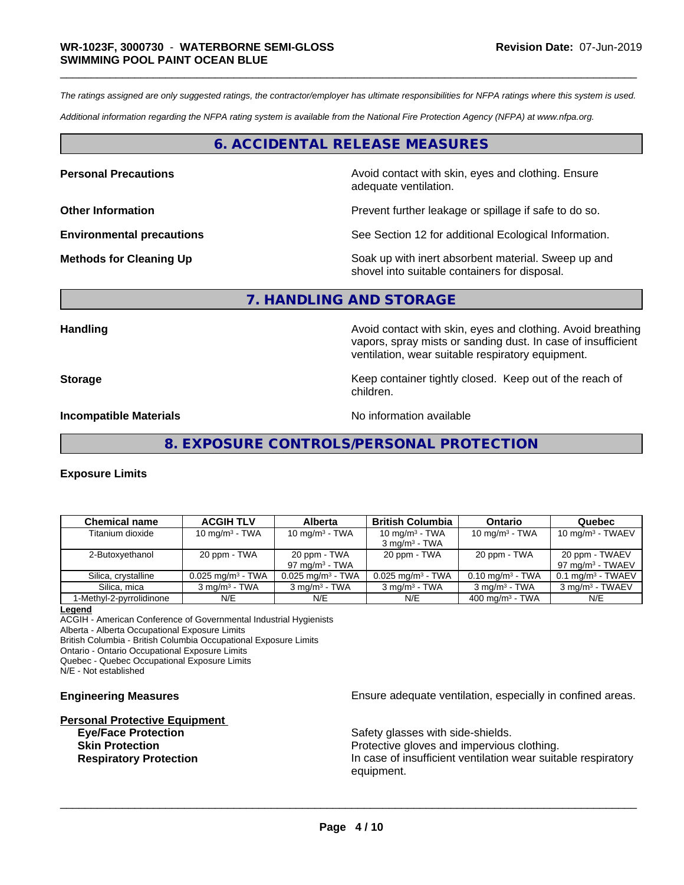*The ratings assigned are only suggested ratings, the contractor/employer has ultimate responsibilities for NFPA ratings where this system is used.*

*Additional information regarding the NFPA rating system is available from the National Fire Protection Agency (NFPA) at www.nfpa.org.*

## 6. ACCIDENTAL RELEASE MEASURES

**Personal Precautions** — Avoid contact with skin, eyes and clothing. Ensure adequate ventilation.

**Other Information** — Prevent further leakage or spillage if safe to do so.

**Environmental precautions** — See Section 12 for additional Ecological Information.

**Methods for Cleaning Up** — Soak up with inert absorbent material. Sweep up and shovel into suitable containers for disposal.

## 7. HANDLING AND STORAGE

**Handling** — Avoid contact with skin, eyes and clothing. Avoid breathing vapors, spray mists or sanding dust. In case of insufficient ventilation, wear suitable respiratory equipment.

**Storage** — Keep container tightly closed. Keep out of the reach of children.

**Incompatible Materials** — No information available

## 8. EXPOSURE CONTROLS/PERSONAL PROTECTION

**Exposure Limits**

| Chemical name | ACGIH TLV | Alberta | British Columbia | Ontario | Quebec |
|---|---|---|---|---|---|
| Titanium dioxide | 10 mg/m³ - TWA | 10 mg/m³ - TWA | 10 mg/m³ - TWA<br>3 mg/m³ - TWA | 10 mg/m³ - TWA | 10 mg/m³ - TWAEV |
| 2-Butoxyethanol | 20 ppm - TWA | 20 ppm - TWA<br>97 mg/m³ - TWA | 20 ppm - TWA | 20 ppm - TWA | 20 ppm - TWAEV<br>97 mg/m³ - TWAEV |
| Silica, crystalline | 0.025 mg/m³ - TWA | 0.025 mg/m³ - TWA | 0.025 mg/m³ - TWA | 0.10 mg/m³ - TWA | 0.1 mg/m³ - TWAEV |
| Silica, mica | 3 mg/m³ - TWA | 3 mg/m³ - TWA | 3 mg/m³ - TWA | 3 mg/m³ - TWA | 3 mg/m³ - TWAEV |
| 1-Methyl-2-pyrrolidinone | N/E | N/E | N/E | 400 mg/m³ - TWA | N/E |

**Legend**

ACGIH - American Conference of Governmental Industrial Hygienists
Alberta - Alberta Occupational Exposure Limits
British Columbia - British Columbia Occupational Exposure Limits
Ontario - Ontario Occupational Exposure Limits
Quebec - Quebec Occupational Exposure Limits
N/E - Not established

**Engineering Measures** — Ensure adequate ventilation, especially in confined areas.

**Personal Protective Equipment**

- **Eye/Face Protection** — Safety glasses with side-shields.
- **Skin Protection** — Protective gloves and impervious clothing.
- **Respiratory Protection** — In case of insufficient ventilation wear suitable respiratory equipment.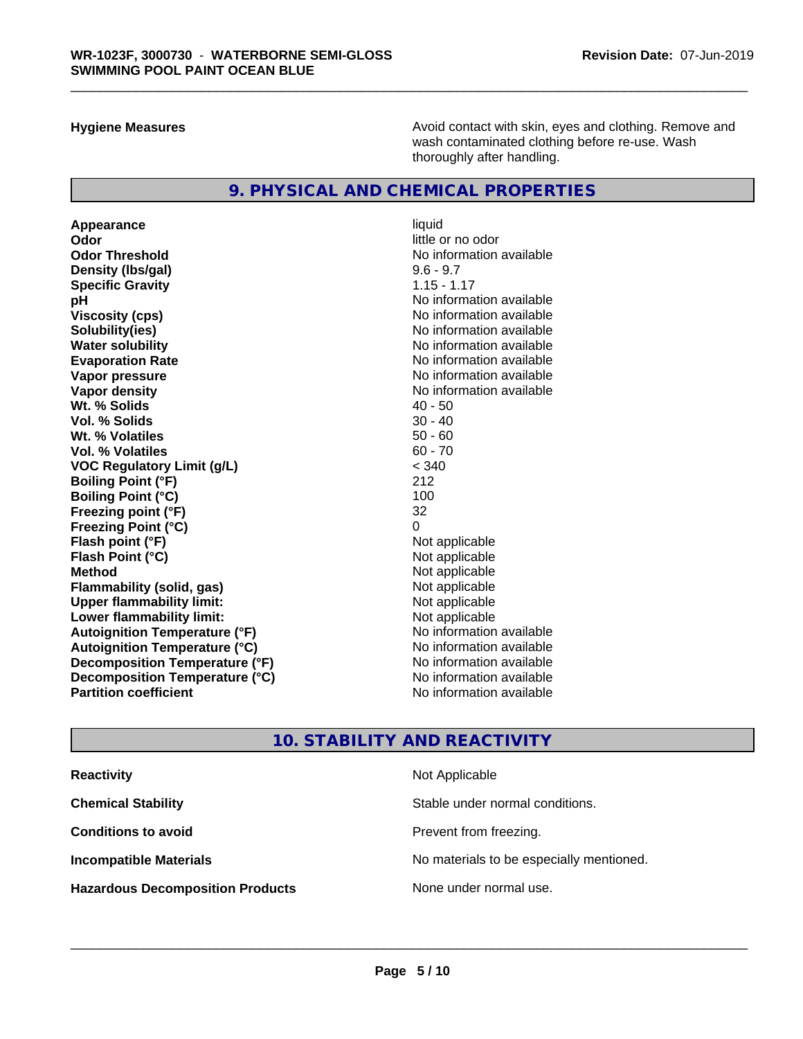**Hygiene Measures**

Avoid contact with skin, eyes and clothing. Remove and wash contaminated clothing before re-use. Wash thoroughly after handling.

## 9. PHYSICAL AND CHEMICAL PROPERTIES

| Property | Value |
| --- | --- |
| **Appearance** | liquid |
| **Odor** | little or no odor |
| **Odor Threshold** | No information available |
| **Density (lbs/gal)** | 9.6 - 9.7 |
| **Specific Gravity** | 1.15 - 1.17 |
| **pH** | No information available |
| **Viscosity (cps)** | No information available |
| **Solubility(ies)** | No information available |
| **Water solubility** | No information available |
| **Evaporation Rate** | No information available |
| **Vapor pressure** | No information available |
| **Vapor density** | No information available |
| **Wt. % Solids** | 40 - 50 |
| **Vol. % Solids** | 30 - 40 |
| **Wt. % Volatiles** | 50 - 60 |
| **Vol. % Volatiles** | 60 - 70 |
| **VOC Regulatory Limit (g/L)** | < 340 |
| **Boiling Point (°F)** | 212 |
| **Boiling Point (°C)** | 100 |
| **Freezing point (°F)** | 32 |
| **Freezing Point (°C)** | 0 |
| **Flash point (°F)** | Not applicable |
| **Flash Point (°C)** | Not applicable |
| **Method** | Not applicable |
| **Flammability (solid, gas)** | Not applicable |
| **Upper flammability limit:** | Not applicable |
| **Lower flammability limit:** | Not applicable |
| **Autoignition Temperature (°F)** | No information available |
| **Autoignition Temperature (°C)** | No information available |
| **Decomposition Temperature (°F)** | No information available |
| **Decomposition Temperature (°C)** | No information available |
| **Partition coefficient** | No information available |

## 10. STABILITY AND REACTIVITY

| Property | Value |
| --- | --- |
| **Reactivity** | Not Applicable |
| **Chemical Stability** | Stable under normal conditions. |
| **Conditions to avoid** | Prevent from freezing. |
| **Incompatible Materials** | No materials to be especially mentioned. |
| **Hazardous Decomposition Products** | None under normal use. |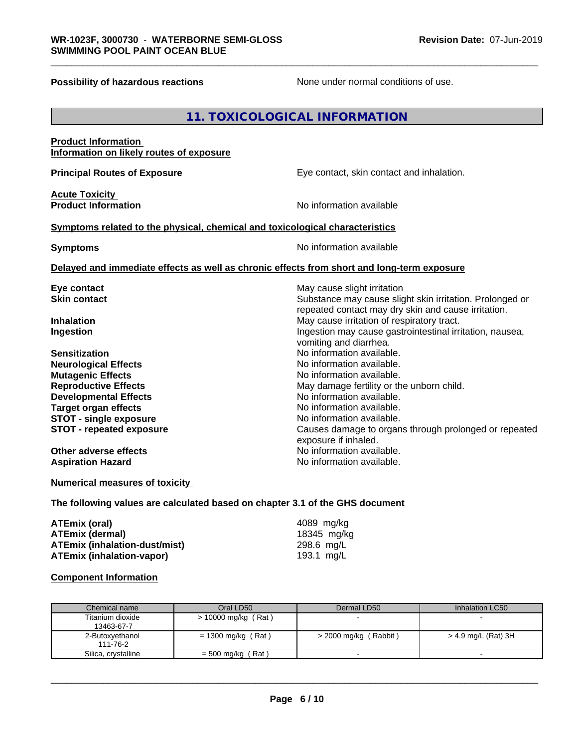**Possibility of hazardous reactions** None under normal conditions of use.

## 11. TOXICOLOGICAL INFORMATION

**Product Information**
**Information on likely routes of exposure**

**Principal Routes of Exposure** Eye contact, skin contact and inhalation.

**Acute Toxicity**
**Product Information** No information available

**Symptoms related to the physical, chemical and toxicological characteristics**

**Symptoms** No information available

**Delayed and immediate effects as well as chronic effects from short and long-term exposure**

**Eye contact** May cause slight irritation
**Skin contact** Substance may cause slight skin irritation. Prolonged or repeated contact may dry skin and cause irritation.
**Inhalation** May cause irritation of respiratory tract.
**Ingestion** Ingestion may cause gastrointestinal irritation, nausea, vomiting and diarrhea.
**Sensitization** No information available.
**Neurological Effects** No information available.
**Mutagenic Effects** No information available.
**Reproductive Effects** May damage fertility or the unborn child.
**Developmental Effects** No information available.
**Target organ effects** No information available.
**STOT - single exposure** No information available.
**STOT - repeated exposure** Causes damage to organs through prolonged or repeated exposure if inhaled.
**Other adverse effects** No information available.
**Aspiration Hazard** No information available.

**Numerical measures of toxicity**

**The following values are calculated based on chapter 3.1 of the GHS document**

**ATEmix (oral)** 4089 mg/kg
**ATEmix (dermal)** 18345 mg/kg
**ATEmix (inhalation-dust/mist)** 298.6 mg/L
**ATEmix (inhalation-vapor)** 193.1 mg/L

**Component Information**

| Chemical name | Oral LD50 | Dermal LD50 | Inhalation LC50 |
|---|---|---|---|
| Titanium dioxide 13463-67-7 | > 10000 mg/kg ( Rat ) | - | - |
| 2-Butoxyethanol 111-76-2 | = 1300 mg/kg ( Rat ) | > 2000 mg/kg ( Rabbit ) | > 4.9 mg/L (Rat) 3H |
| Silica, crystalline | = 500 mg/kg ( Rat ) | - | - |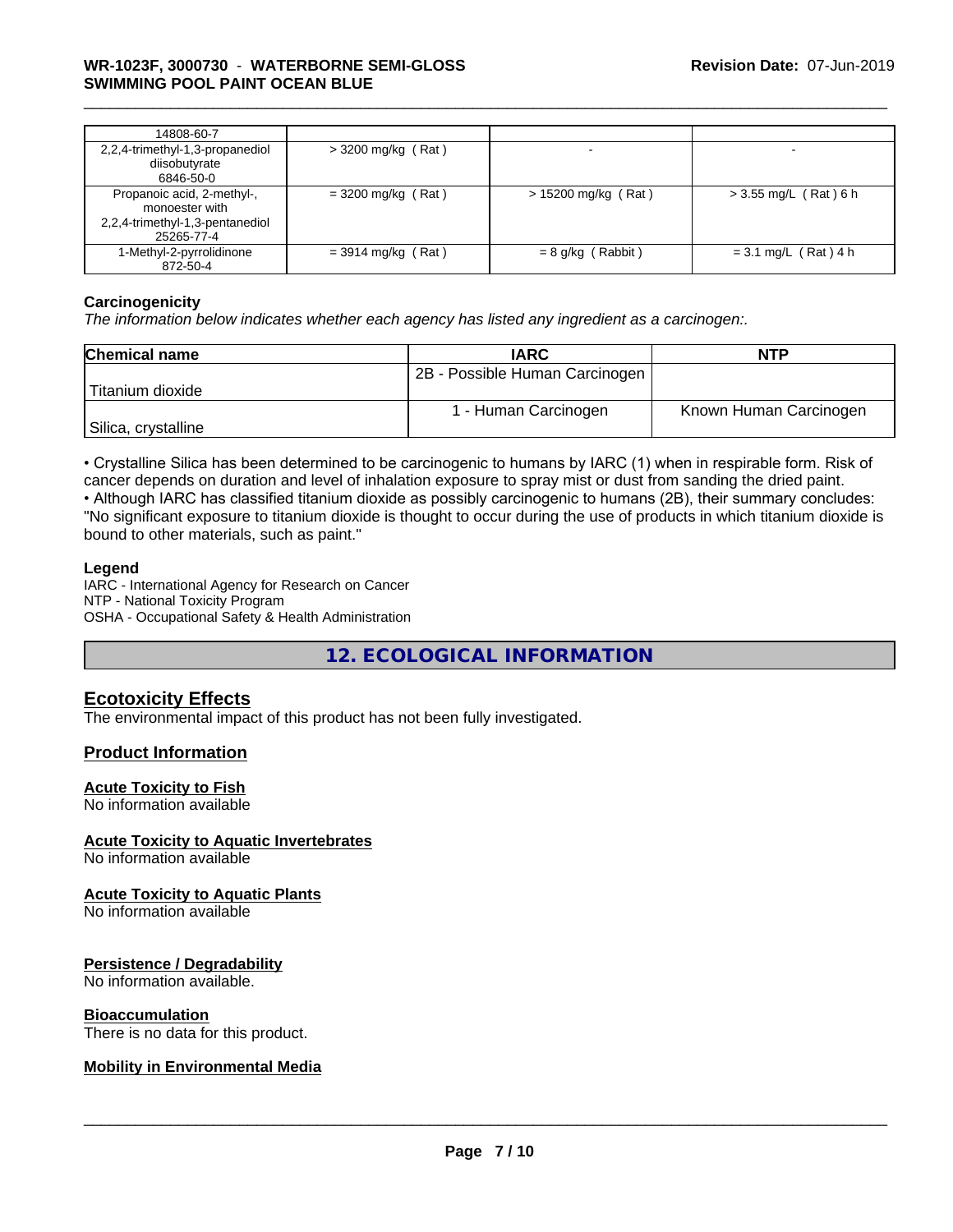| | | | |
|---|---|---|---|
| 14808-60-7 | | | |
| 2,2,4-trimethyl-1,3-propanediol diisobutyrate 6846-50-0 | > 3200 mg/kg ( Rat ) | - | - |
| Propanoic acid, 2-methyl-, monoester with 2,2,4-trimethyl-1,3-pentanediol 25265-77-4 | = 3200 mg/kg ( Rat ) | > 15200 mg/kg ( Rat ) | > 3.55 mg/L ( Rat ) 6 h |
| 1-Methyl-2-pyrrolidinone 872-50-4 | = 3914 mg/kg ( Rat ) | = 8 g/kg ( Rabbit ) | = 3.1 mg/L ( Rat ) 4 h |

**Carcinogenicity**

*The information below indicates whether each agency has listed any ingredient as a carcinogen:.*

| Chemical name | IARC | NTP |
|---|---|---|
| Titanium dioxide | 2B - Possible Human Carcinogen | |
| Silica, crystalline | 1 - Human Carcinogen | Known Human Carcinogen |

• Crystalline Silica has been determined to be carcinogenic to humans by IARC (1) when in respirable form. Risk of cancer depends on duration and level of inhalation exposure to spray mist or dust from sanding the dried paint.
• Although IARC has classified titanium dioxide as possibly carcinogenic to humans (2B), their summary concludes: "No significant exposure to titanium dioxide is thought to occur during the use of products in which titanium dioxide is bound to other materials, such as paint."

**Legend**

IARC - International Agency for Research on Cancer
NTP - National Toxicity Program
OSHA - Occupational Safety & Health Administration

## 12. ECOLOGICAL INFORMATION

### Ecotoxicity Effects

The environmental impact of this product has not been fully investigated.

### Product Information

**Acute Toxicity to Fish**
No information available

**Acute Toxicity to Aquatic Invertebrates**
No information available

**Acute Toxicity to Aquatic Plants**
No information available

**Persistence / Degradability**
No information available.

**Bioaccumulation**
There is no data for this product.

**Mobility in Environmental Media**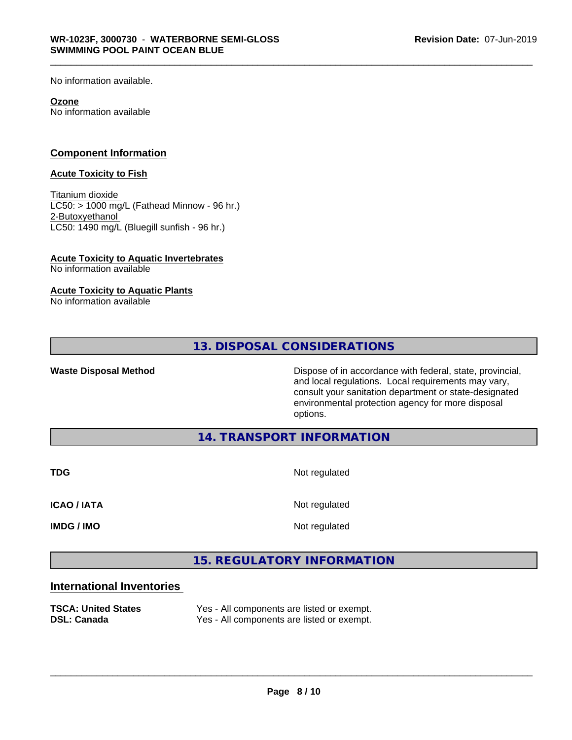No information available.

**Ozone**
No information available

## Component Information

**Acute Toxicity to Fish**

Titanium dioxide
LC50: > 1000 mg/L (Fathead Minnow - 96 hr.)
2-Butoxyethanol
LC50: 1490 mg/L (Bluegill sunfish - 96 hr.)

**Acute Toxicity to Aquatic Invertebrates**
No information available

**Acute Toxicity to Aquatic Plants**
No information available

## 13. DISPOSAL CONSIDERATIONS

**Waste Disposal Method** — Dispose of in accordance with federal, state, provincial, and local regulations. Local requirements may vary, consult your sanitation department or state-designated environmental protection agency for more disposal options.

## 14. TRANSPORT INFORMATION

| | |
|---|---|
| **TDG** | Not regulated |
| **ICAO / IATA** | Not regulated |
| **IMDG / IMO** | Not regulated |

## 15. REGULATORY INFORMATION

### International Inventories

| | |
|---|---|
| **TSCA: United States** | Yes - All components are listed or exempt. |
| **DSL: Canada** | Yes - All components are listed or exempt. |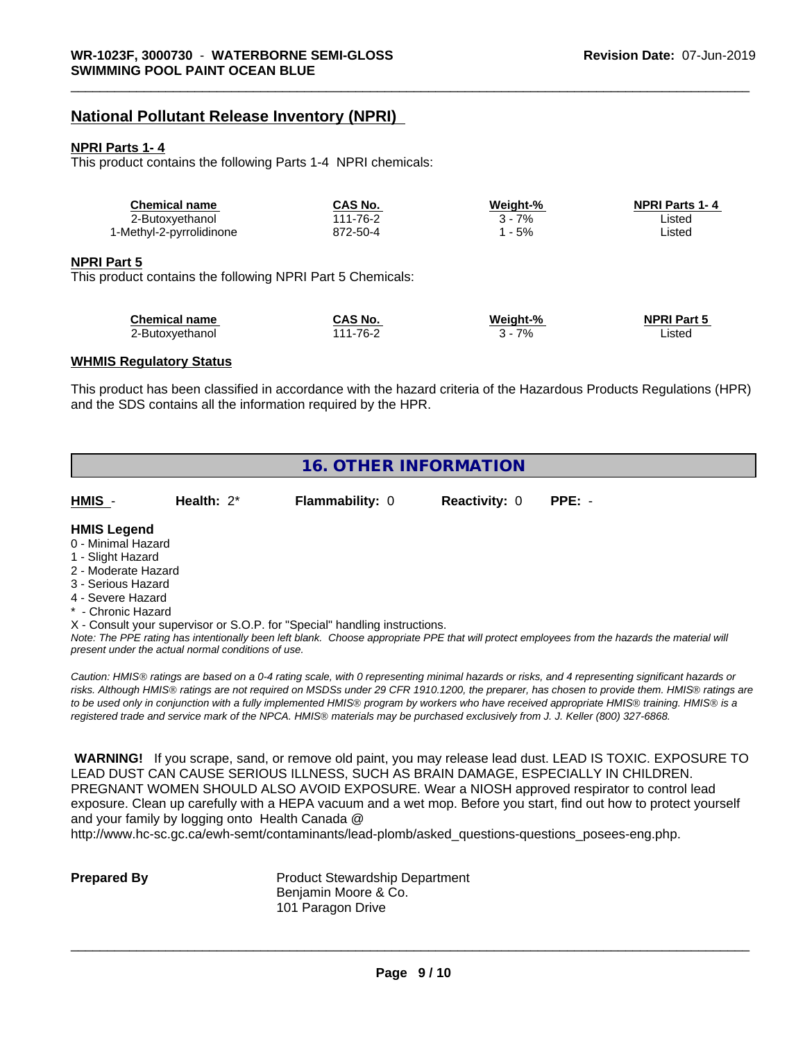## National Pollutant Release Inventory (NPRI)

**NPRI Parts 1- 4**

This product contains the following Parts 1-4 NPRI chemicals:

| Chemical name | CAS No. | Weight-% | NPRI Parts 1- 4 |
|---|---|---|---|
| 2-Butoxyethanol | 111-76-2 | 3 - 7% | Listed |
| 1-Methyl-2-pyrrolidinone | 872-50-4 | 1 - 5% | Listed |

**NPRI Part 5**

This product contains the following NPRI Part 5 Chemicals:

| Chemical name | CAS No. | Weight-% | NPRI Part 5 |
|---|---|---|---|
| 2-Butoxyethanol | 111-76-2 | 3 - 7% | Listed |

**WHMIS Regulatory Status**

This product has been classified in accordance with the hazard criteria of the Hazardous Products Regulations (HPR) and the SDS contains all the information required by the HPR.

## 16. OTHER INFORMATION

| HMIS - | Health: 2* | Flammability: 0 | Reactivity: 0 | PPE: - |
|---|---|---|---|---|

**HMIS Legend**

0 - Minimal Hazard
1 - Slight Hazard
2 - Moderate Hazard
3 - Serious Hazard
4 - Severe Hazard
* - Chronic Hazard
X - Consult your supervisor or S.O.P. for "Special" handling instructions.

*Note: The PPE rating has intentionally been left blank. Choose appropriate PPE that will protect employees from the hazards the material will present under the actual normal conditions of use.*

*Caution: HMIS® ratings are based on a 0-4 rating scale, with 0 representing minimal hazards or risks, and 4 representing significant hazards or risks. Although HMIS® ratings are not required on MSDSs under 29 CFR 1910.1200, the preparer, has chosen to provide them. HMIS® ratings are to be used only in conjunction with a fully implemented HMIS® program by workers who have received appropriate HMIS® training. HMIS® is a registered trade and service mark of the NPCA. HMIS® materials may be purchased exclusively from J. J. Keller (800) 327-6868.*

**WARNING!** If you scrape, sand, or remove old paint, you may release lead dust. LEAD IS TOXIC. EXPOSURE TO LEAD DUST CAN CAUSE SERIOUS ILLNESS, SUCH AS BRAIN DAMAGE, ESPECIALLY IN CHILDREN. PREGNANT WOMEN SHOULD ALSO AVOID EXPOSURE. Wear a NIOSH approved respirator to control lead exposure. Clean up carefully with a HEPA vacuum and a wet mop. Before you start, find out how to protect yourself and your family by logging onto Health Canada @ http://www.hc-sc.gc.ca/ewh-semt/contaminants/lead-plomb/asked_questions-questions_posees-eng.php.

**Prepared By**

Product Stewardship Department
Benjamin Moore & Co.
101 Paragon Drive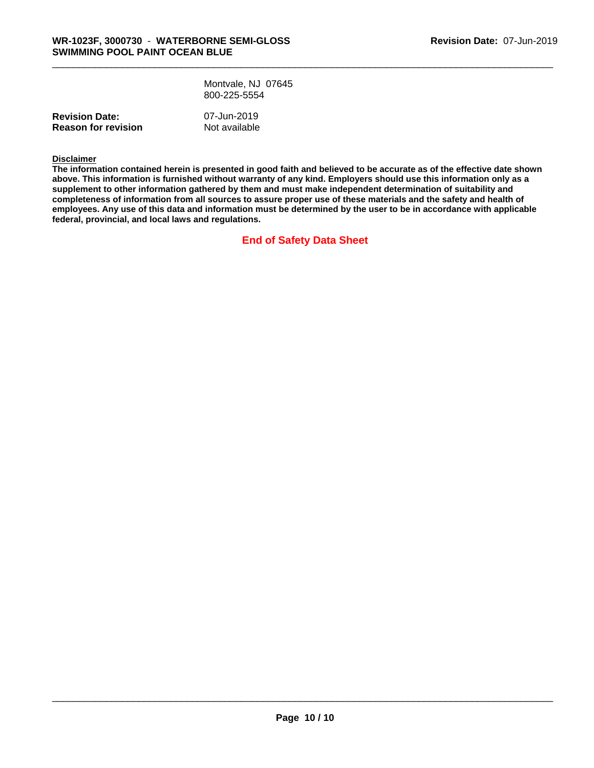Montvale, NJ  07645
800-225-5554

| | |
|---|---|
| **Revision Date:** | 07-Jun-2019 |
| **Reason for revision** | Not available |

**Disclaimer**

**The information contained herein is presented in good faith and believed to be accurate as of the effective date shown above. This information is furnished without warranty of any kind. Employers should use this information only as a supplement to other information gathered by them and must make independent determination of suitability and completeness of information from all sources to assure proper use of these materials and the safety and health of employees. Any use of this data and information must be determined by the user to be in accordance with applicable federal, provincial, and local laws and regulations.**

**End of Safety Data Sheet**